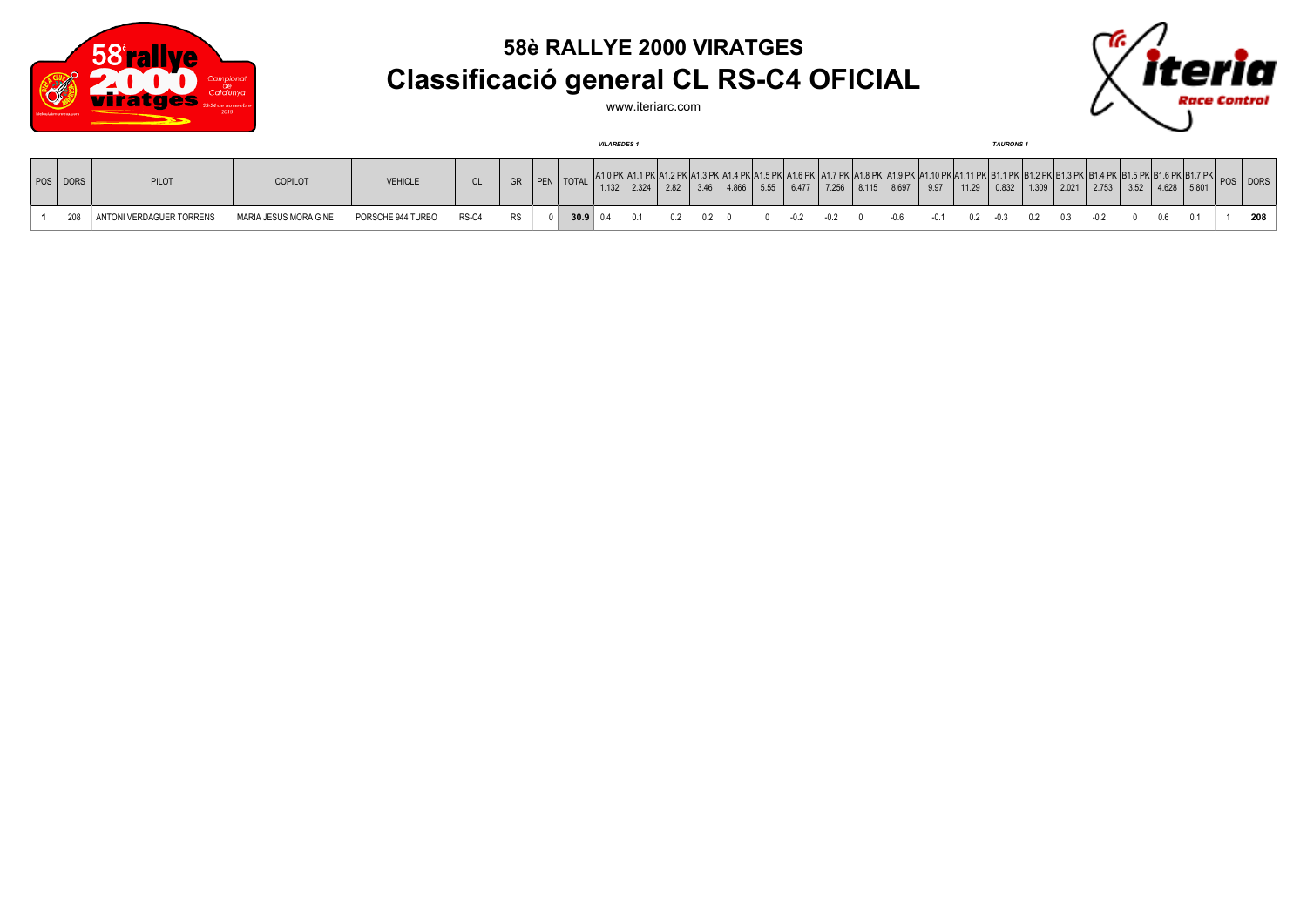## 58è RALLYE 2000 VIRATGES

# Classificació general CL RS-C4 OFICIAL

www.iteriarc.com

| POS | DORS | PILOT | COPILOT | VEHICLE | CL | GR | PEN | TOTAL | A1.0 PK 1.132 | A1.1 PK 2.324 | A1.2 PK 2.82 | A1.3 PK 3.46 | A1.4 PK 4.866 | A1.5 PK 5.55 | A1.6 PK 6.477 | A1.7 PK 7.256 | A1.8 PK 8.115 | A1.9 PK 8.697 | A1.10 PK 9.97 | A1.11 PK 11.29 | B1.1 PK 0.832 | B1.2 PK 1.309 | B1.3 PK 2.021 | B1.4 PK 2.753 | B1.5 PK 3.52 | B1.6 PK 4.628 | B1.7 PK 5.801 | POS | DORS |
|---|---|---|---|---|---|---|---|---|---|---|---|---|---|---|---|---|---|---|---|---|---|---|---|---|---|---|---|---|---|
| | | | | | | | | | *VILAREDES 1* | | | | | | | | | | | | *TAURONS 1* | | | | | | | | |
| **1** | 208 | ANTONI VERDAGUER TORRENS | MARIA JESUS MORA GINE | PORSCHE 944 TURBO | RS-C4 | RS | 0 | **30.9** | 0.4 | 0.1 | 0.2 | 0.2 | 0 | 0 | -0.2 | -0.2 | 0 | -0.6 | -0.1 | 0.2 | -0.3 | 0.2 | 0.3 | -0.2 | 0 | 0.6 | 0.1 | 1 | **208** |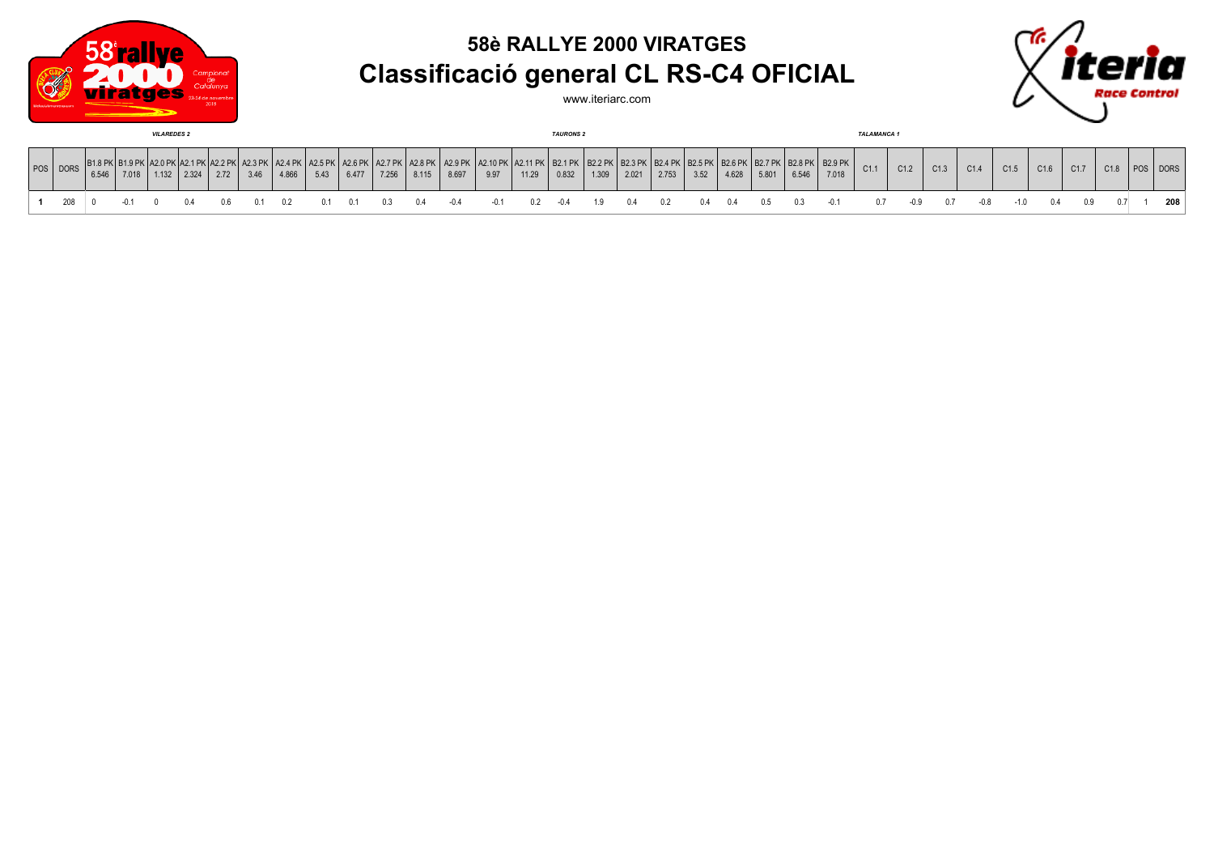# 58è RALLYE 2000 VIRATGES

## Classificació general CL RS-C4 OFICIAL

www.iteriarc.com

*VILAREDES 2* — *TAURONS 2* — *TALAMANCA 1*

| POS | DORS | B1.8 PK 6.546 | B1.9 PK 7.018 | A2.0 PK 1.132 | A2.1 PK 2.324 | A2.2 PK 2.72 | A2.3 PK 3.46 | A2.4 PK 4.866 | A2.5 PK 5.43 | A2.6 PK 6.477 | A2.7 PK 7.256 | A2.8 PK 8.115 | A2.9 PK 8.697 | A2.10 PK 9.97 | A2.11 PK 11.29 | B2.1 PK 0.832 | B2.2 PK 1.309 | B2.3 PK 2.021 | B2.4 PK 2.753 | B2.5 PK 3.52 | B2.6 PK 4.628 | B2.7 PK 5.801 | B2.8 PK 6.546 | B2.9 PK 7.018 | C1.1 | C1.2 | C1.3 | C1.4 | C1.5 | C1.6 | C1.7 | C1.8 | POS | DORS |
|---|---|---|---|---|---|---|---|---|---|---|---|---|---|---|---|---|---|---|---|---|---|---|---|---|---|---|---|---|---|---|---|---|---|---|
| **1** | 208 | 0 | -0.1 | 0 | 0.4 | 0.6 | 0.1 | 0.2 | 0.1 | 0.1 | 0.3 | 0.4 | -0.4 | -0.1 | 0.2 | -0.4 | 1.9 | 0.4 | 0.2 | 0.4 | 0.4 | 0.5 | 0.3 | -0.1 | 0.7 | -0.9 | 0.7 | -0.8 | -1.0 | 0.4 | 0.9 | 0.7 | 1 | **208** |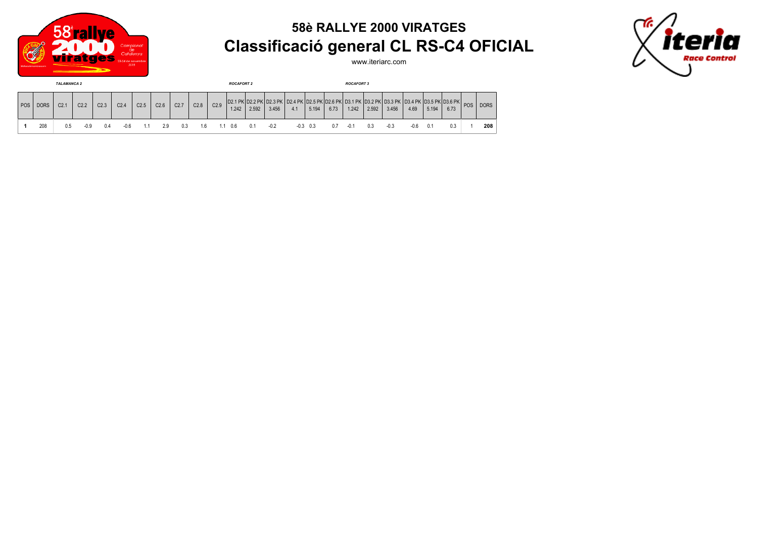# 58è RALLYE 2000 VIRATGES

## Classificació general CL RS-C4 OFICIAL

www.iteriarc.com

| | | TALAMANCA 2 | | | | | | | | | ROCAFORT 2 | | | | | | ROCAFORT 3 | | | | | | | |
|---|---|---|---|---|---|---|---|---|---|---|---|---|---|---|---|---|---|---|---|---|---|---|---|---|
| POS | DORS | C2.1 | C2.2 | C2.3 | C2.4 | C2.5 | C2.6 | C2.7 | C2.8 | C2.9 | D2.1 PK 1.242 | D2.2 PK 2.592 | D2.3 PK 3.456 | D2.4 PK 4.1 | D2.5 PK 5.194 | D2.6 PK 6.73 | D3.1 PK 1.242 | D3.2 PK 2.592 | D3.3 PK 3.456 | D3.4 PK 4.69 | D3.5 PK 5.194 | D3.6 PK 6.73 | POS | DORS |
| **1** | 208 | 0.5 | -0.9 | 0.4 | -0.6 | 1.1 | 2.9 | 0.3 | 1.6 | 1.1 | 0.6 | 0.1 | -0.2 | -0.3 | 0.3 | 0.7 | -0.1 | 0.3 | -0.3 | -0.6 | 0.1 | 0.3 | 1 | **208** |